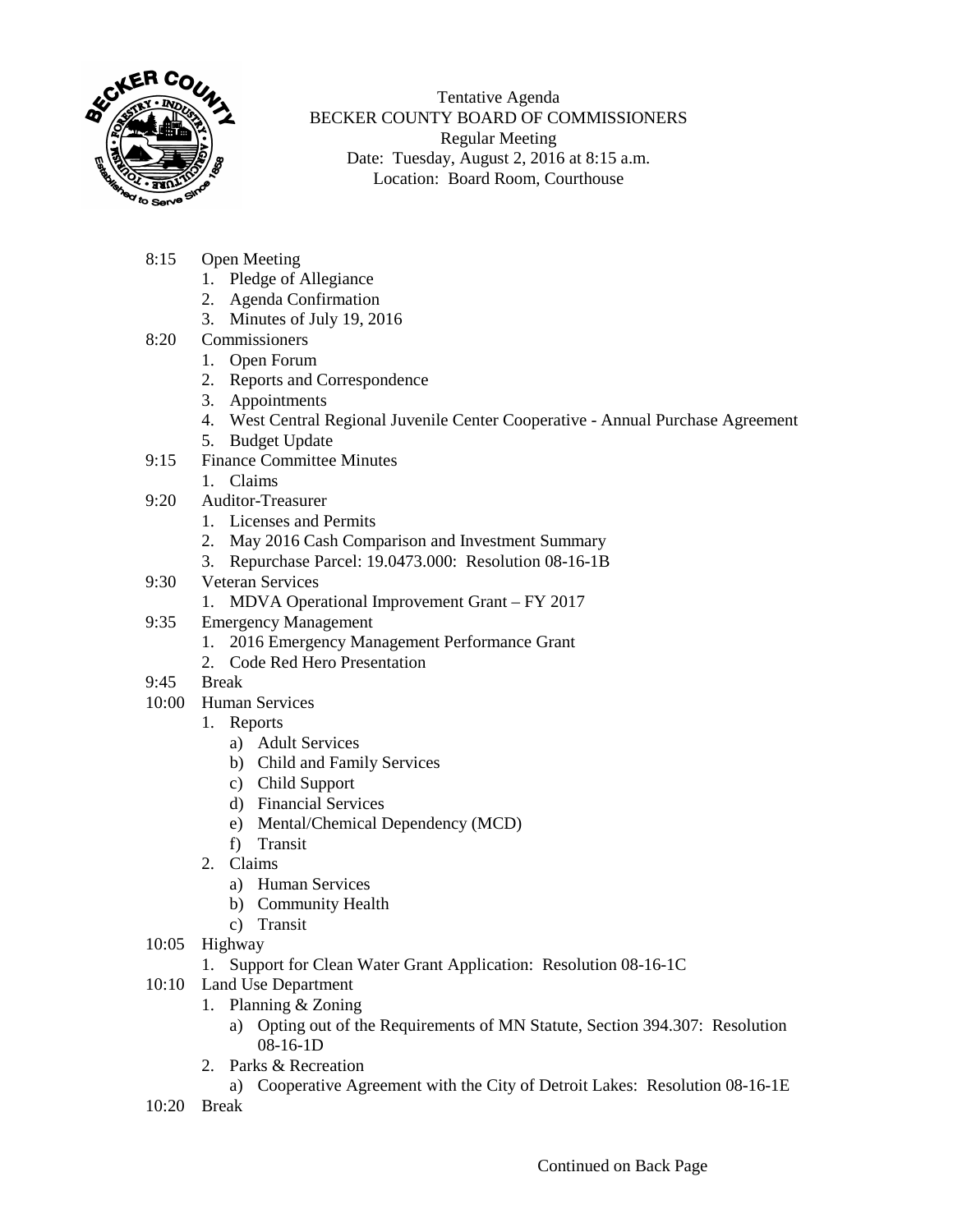Tentative Agenda
BECKER COUNTY BOARD OF COMMISSIONERS
Regular Meeting
Date: Tuesday, August 2, 2016 at 8:15 a.m.
Location: Board Room, Courthouse

- 8:15 Open Meeting
  1. Pledge of Allegiance
  2. Agenda Confirmation
  3. Minutes of July 19, 2016
- 8:20 Commissioners
  1. Open Forum
  2. Reports and Correspondence
  3. Appointments
  4. West Central Regional Juvenile Center Cooperative - Annual Purchase Agreement
  5. Budget Update
- 9:15 Finance Committee Minutes
  1. Claims
- 9:20 Auditor-Treasurer
  1. Licenses and Permits
  2. May 2016 Cash Comparison and Investment Summary
  3. Repurchase Parcel: 19.0473.000: Resolution 08-16-1B
- 9:30 Veteran Services
  1. MDVA Operational Improvement Grant – FY 2017
- 9:35 Emergency Management
  1. 2016 Emergency Management Performance Grant
  2. Code Red Hero Presentation
- 9:45 Break
- 10:00 Human Services
  1. Reports
     a) Adult Services
     b) Child and Family Services
     c) Child Support
     d) Financial Services
     e) Mental/Chemical Dependency (MCD)
     f) Transit
  2. Claims
     a) Human Services
     b) Community Health
     c) Transit
- 10:05 Highway
  1. Support for Clean Water Grant Application: Resolution 08-16-1C
- 10:10 Land Use Department
  1. Planning & Zoning
     a) Opting out of the Requirements of MN Statute, Section 394.307: Resolution 08-16-1D
  2. Parks & Recreation
     a) Cooperative Agreement with the City of Detroit Lakes: Resolution 08-16-1E
- 10:20 Break

Continued on Back Page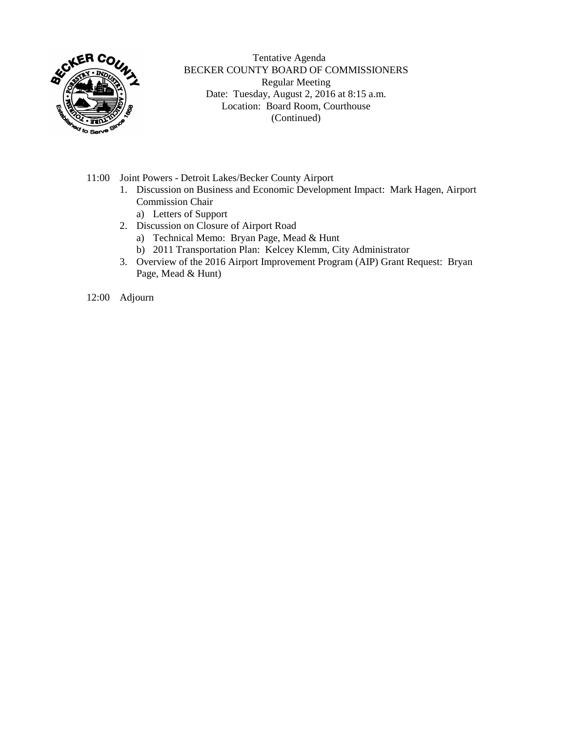Tentative Agenda
BECKER COUNTY BOARD OF COMMISSIONERS
Regular Meeting
Date: Tuesday, August 2, 2016 at 8:15 a.m.
Location: Board Room, Courthouse
(Continued)

11:00 Joint Powers - Detroit Lakes/Becker County Airport

1. Discussion on Business and Economic Development Impact: Mark Hagen, Airport Commission Chair
   a) Letters of Support
2. Discussion on Closure of Airport Road
   a) Technical Memo: Bryan Page, Mead & Hunt
   b) 2011 Transportation Plan: Kelcey Klemm, City Administrator
3. Overview of the 2016 Airport Improvement Program (AIP) Grant Request: Bryan Page, Mead & Hunt)

12:00 Adjourn